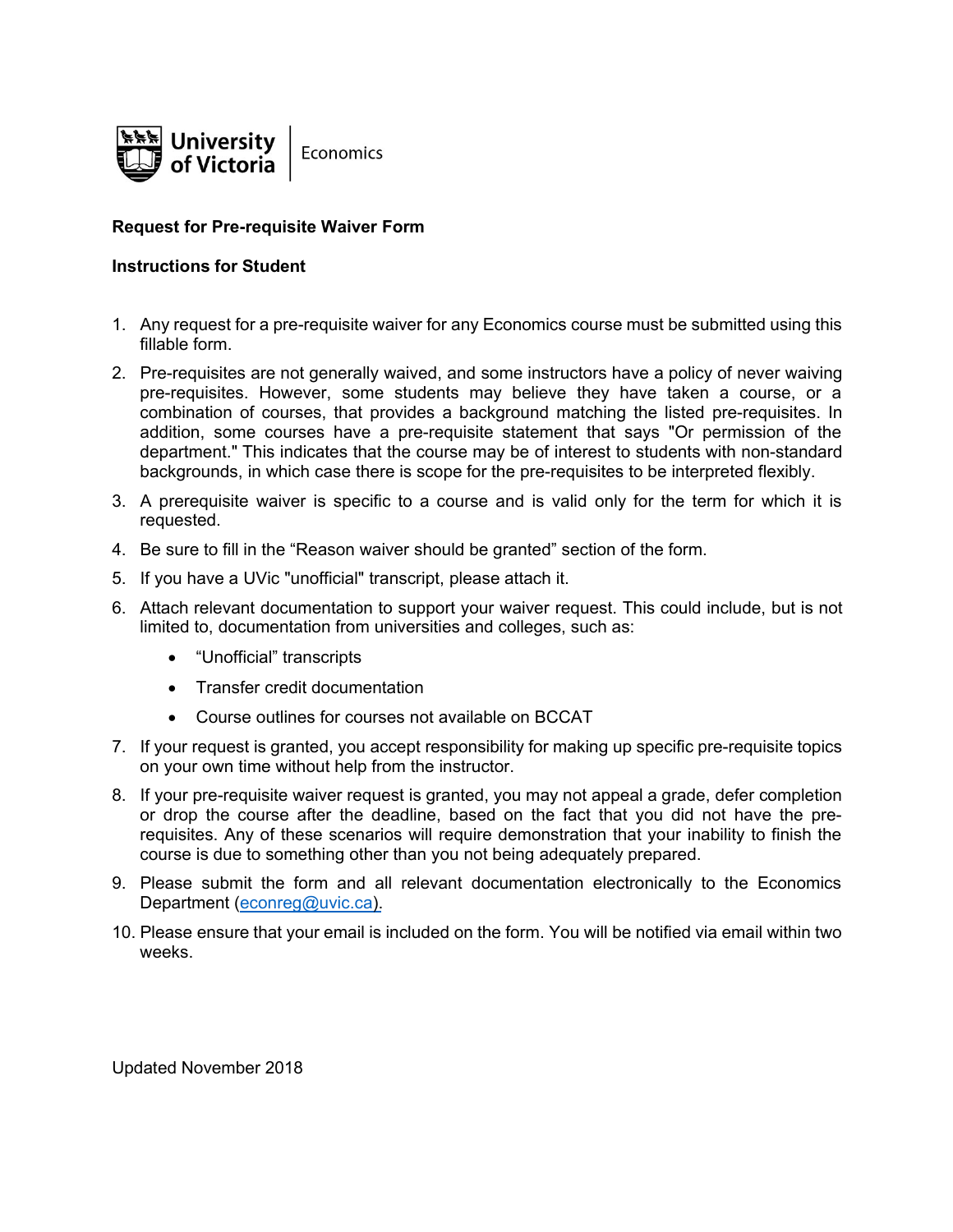University of Victoria | Economics

**Request for Pre-requisite Waiver Form**

**Instructions for Student**

1. Any request for a pre-requisite waiver for any Economics course must be submitted using this fillable form.
2. Pre-requisites are not generally waived, and some instructors have a policy of never waiving pre-requisites. However, some students may believe they have taken a course, or a combination of courses, that provides a background matching the listed pre-requisites. In addition, some courses have a pre-requisite statement that says "Or permission of the department." This indicates that the course may be of interest to students with non-standard backgrounds, in which case there is scope for the pre-requisites to be interpreted flexibly.
3. A prerequisite waiver is specific to a course and is valid only for the term for which it is requested.
4. Be sure to fill in the "Reason waiver should be granted" section of the form.
5. If you have a UVic "unofficial" transcript, please attach it.
6. Attach relevant documentation to support your waiver request. This could include, but is not limited to, documentation from universities and colleges, such as:
   - "Unofficial" transcripts
   - Transfer credit documentation
   - Course outlines for courses not available on BCCAT
7. If your request is granted, you accept responsibility for making up specific pre-requisite topics on your own time without help from the instructor.
8. If your pre-requisite waiver request is granted, you may not appeal a grade, defer completion or drop the course after the deadline, based on the fact that you did not have the pre-requisites. Any of these scenarios will require demonstration that your inability to finish the course is due to something other than you not being adequately prepared.
9. Please submit the form and all relevant documentation electronically to the Economics Department (econreg@uvic.ca).
10. Please ensure that your email is included on the form. You will be notified via email within two weeks.

Updated November 2018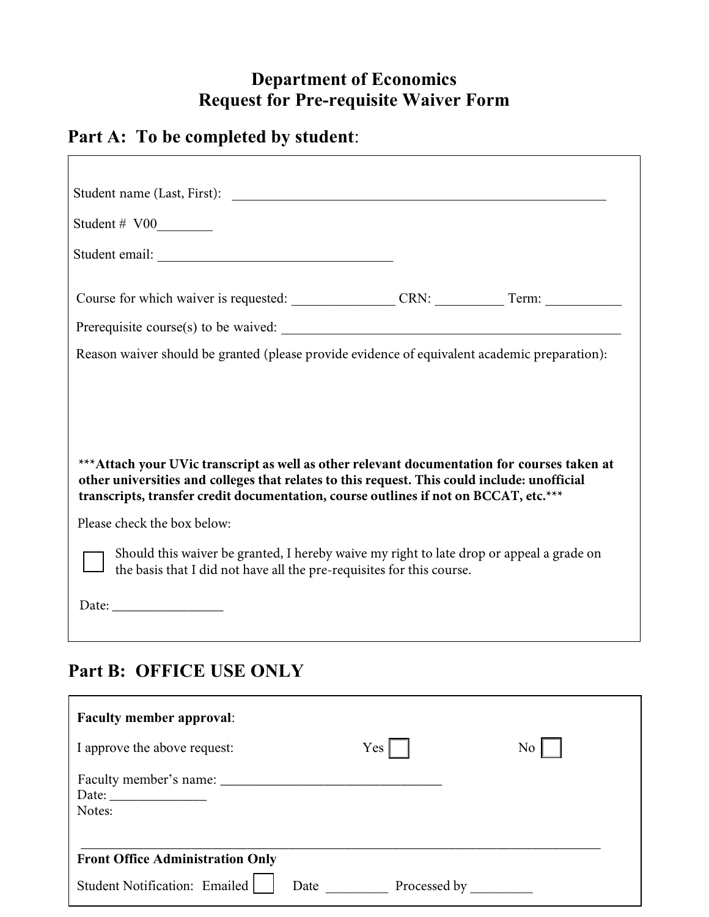# Department of Economics
# Request for Pre-requisite Waiver Form

## Part A: To be completed by student:

Student name (Last, First): ________________________________________________________

Student # V00________

Student email: __________________________________

Course for which waiver is requested: _______________ CRN: __________ Term: ___________

Prerequisite course(s) to be waived: __________________________________________________

Reason waiver should be granted (please provide evidence of equivalent academic preparation):

***Attach your UVic transcript as well as other relevant documentation for courses taken at other universities and colleges that relates to this request. This could include: unofficial transcripts, transfer credit documentation, course outlines if not on BCCAT, etc.***

Please check the box below:

☐ Should this waiver be granted, I hereby waive my right to late drop or appeal a grade on the basis that I did not have all the pre-requisites for this course.

Date: ________________

## Part B: OFFICE USE ONLY

**Faculty member approval**:

I approve the above request: Yes ☐ No ☐

Faculty member's name: ________________________________

Date: ______________

Notes:

______________________________________________________________________________

**Front Office Administration Only**

Student Notification: Emailed ☐ Date _________ Processed by _________